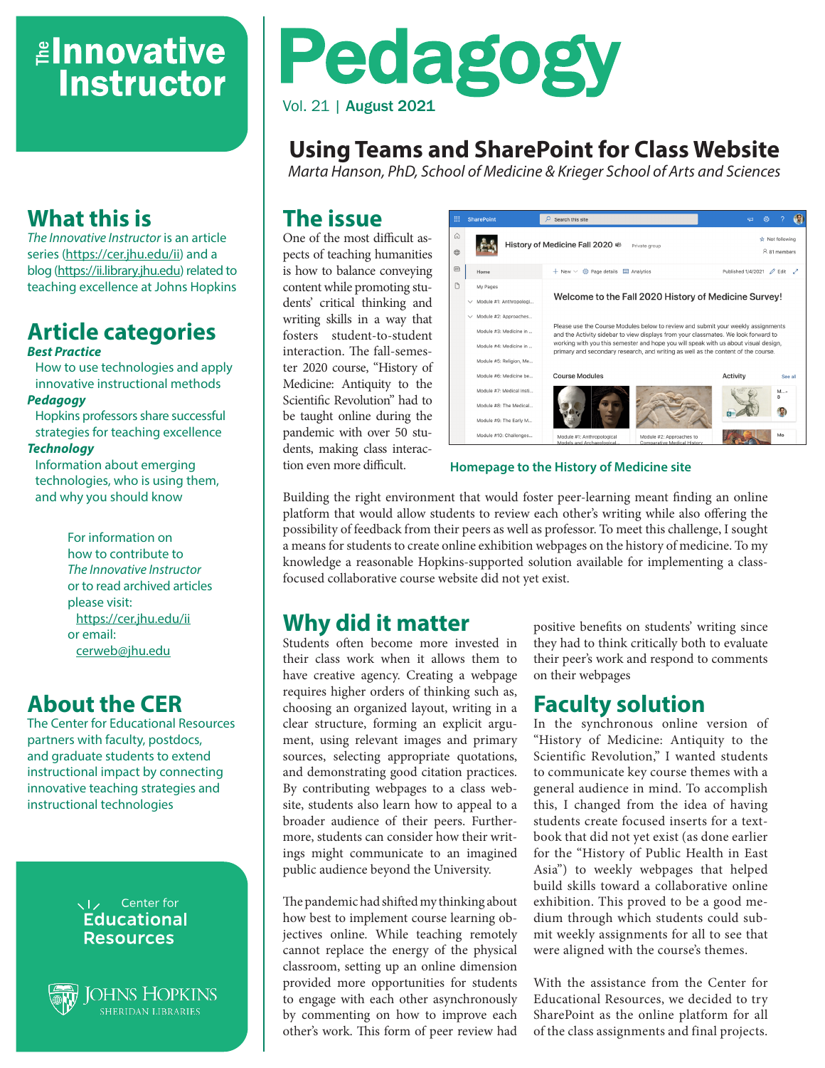# The Innovative Instructor

## What this is

*The Innovative Instructor* is an article series (https://cer.jhu.edu/ii) and a blog (https://ii.library.jhu.edu) related to teaching excellence at Johns Hopkins

## Article categories

***Best Practice***
How to use technologies and apply innovative instructional methods

***Pedagogy***
Hopkins professors share successful strategies for teaching excellence

***Technology***
Information about emerging technologies, who is using them, and why you should know

For information on how to contribute to *The Innovative Instructor* or to read archived articles please visit: https://cer.jhu.edu/ii or email: cerweb@jhu.edu

## About the CER

The Center for Educational Resources partners with faculty, postdocs, and graduate students to extend instructional impact by connecting innovative teaching strategies and instructional technologies

Center for Educational Resources

Johns Hopkins Sheridan Libraries

# Pedagogy

Vol. 21 | **August 2021**

## Using Teams and SharePoint for Class Website

*Marta Hanson, PhD, School of Medicine & Krieger School of Arts and Sciences*

## The issue

One of the most difficult aspects of teaching humanities is how to balance conveying content while promoting students' critical thinking and writing skills in a way that fosters student-to-student interaction. The fall-semester 2020 course, "History of Medicine: Antiquity to the Scientific Revolution" had to be taught online during the pandemic with over 50 students, making class interaction even more difficult.

**Homepage to the History of Medicine site**

Building the right environment that would foster peer-learning meant finding an online platform that would allow students to review each other's writing while also offering the possibility of feedback from their peers as well as professor. To meet this challenge, I sought a means for students to create online exhibition webpages on the history of medicine. To my knowledge a reasonable Hopkins-supported solution available for implementing a class-focused collaborative course website did not yet exist.

## Why did it matter

Students often become more invested in their class work when it allows them to have creative agency. Creating a webpage requires higher orders of thinking such as, choosing an organized layout, writing in a clear structure, forming an explicit argument, using relevant images and primary sources, selecting appropriate quotations, and demonstrating good citation practices. By contributing webpages to a class website, students also learn how to appeal to a broader audience of their peers. Furthermore, students can consider how their writings might communicate to an imagined public audience beyond the University.

The pandemic had shifted my thinking about how best to implement course learning objectives online. While teaching remotely cannot replace the energy of the physical classroom, setting up an online dimension provided more opportunities for students to engage with each other asynchronously by commenting on how to improve each other's work. This form of peer review had positive benefits on students' writing since they had to think critically both to evaluate their peer's work and respond to comments on their webpages

## Faculty solution

In the synchronous online version of "History of Medicine: Antiquity to the Scientific Revolution," I wanted students to communicate key course themes with a general audience in mind. To accomplish this, I changed from the idea of having students create focused inserts for a textbook that did not yet exist (as done earlier for the "History of Public Health in East Asia") to weekly webpages that helped build skills toward a collaborative online exhibition. This proved to be a good medium through which students could submit weekly assignments for all to see that were aligned with the course's themes.

With the assistance from the Center for Educational Resources, we decided to try SharePoint as the online platform for all of the class assignments and final projects.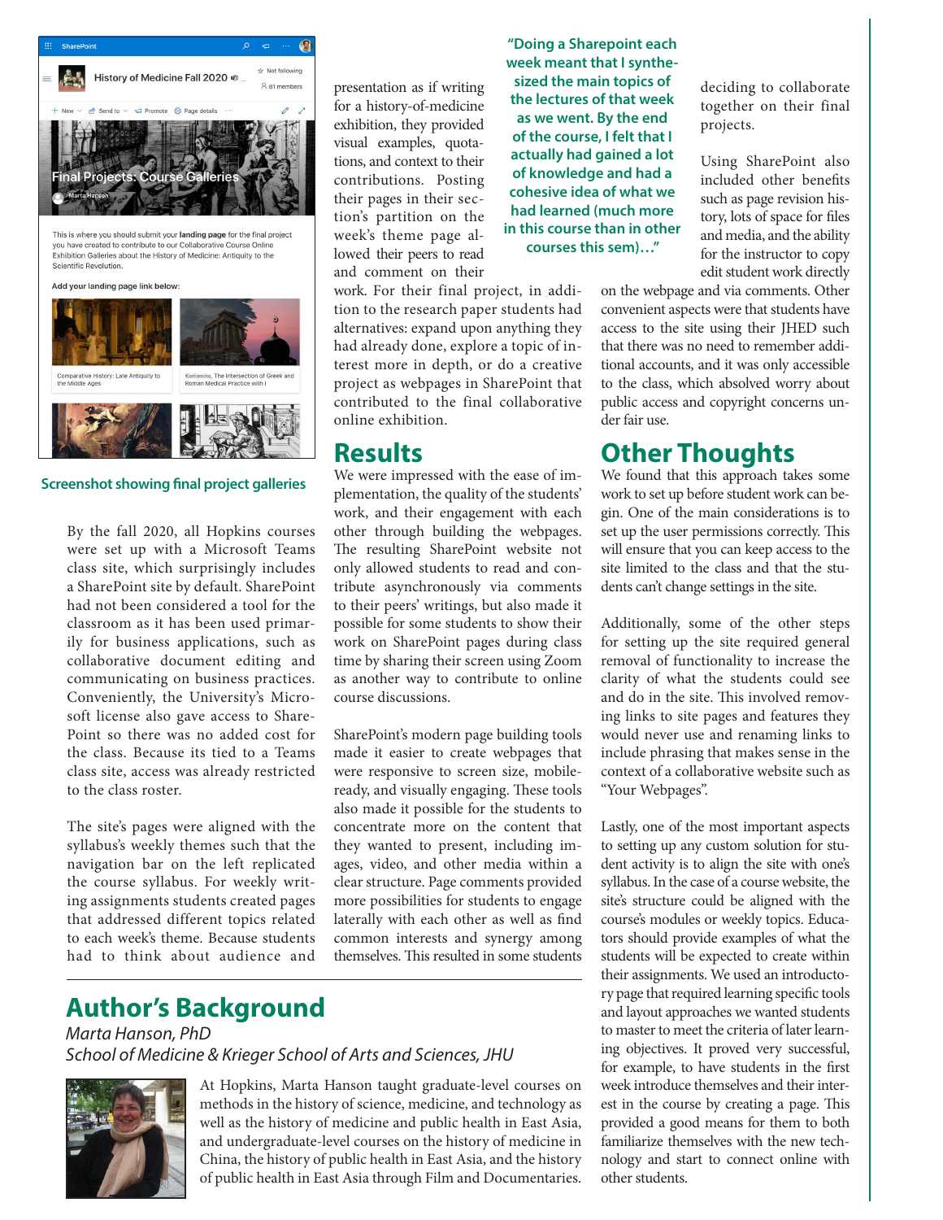Screenshot showing final project galleries

By the fall 2020, all Hopkins courses were set up with a Microsoft Teams class site, which surprisingly includes a SharePoint site by default. SharePoint had not been considered a tool for the classroom as it has been used primarily for business applications, such as collaborative document editing and communicating on business practices. Conveniently, the University's Microsoft license also gave access to SharePoint so there was no added cost for the class. Because its tied to a Teams class site, access was already restricted to the class roster.

The site's pages were aligned with the syllabus's weekly themes such that the navigation bar on the left replicated the course syllabus. For weekly writing assignments students created pages that addressed different topics related to each week's theme. Because students had to think about audience and presentation as if writing for a history-of-medicine exhibition, they provided visual examples, quotations, and context to their contributions. Posting their pages in their section's partition on the week's theme page allowed their peers to read and comment on their work. For their final project, in addition to the research paper students had alternatives: expand upon anything they had already done, explore a topic of interest more in depth, or do a creative project as webpages in SharePoint that contributed to the final collaborative online exhibition.

**"Doing a Sharepoint each week meant that I synthesized the main topics of the lectures of that week as we went. By the end of the course, I felt that I actually had gained a lot of knowledge and had a cohesive idea of what we had learned (much more in this course than in other courses this sem)…"**

## Results

We were impressed with the ease of implementation, the quality of the students' work, and their engagement with each other through building the webpages. The resulting SharePoint website not only allowed students to read and contribute asynchronously via comments to their peers' writings, but also made it possible for some students to show their work on SharePoint pages during class time by sharing their screen using Zoom as another way to contribute to online course discussions.

SharePoint's modern page building tools made it easier to create webpages that were responsive to screen size, mobile-ready, and visually engaging. These tools also made it possible for the students to concentrate more on the content that they wanted to present, including images, video, and other media within a clear structure. Page comments provided more possibilities for students to engage laterally with each other as well as find common interests and synergy among themselves. This resulted in some students deciding to collaborate together on their final projects.

Using SharePoint also included other benefits such as page revision history, lots of space for files and media, and the ability for the instructor to copy edit student work directly on the webpage and via comments. Other convenient aspects were that students have access to the site using their JHED such that there was no need to remember additional accounts, and it was only accessible to the class, which absolved worry about public access and copyright concerns under fair use.

## Other Thoughts

We found that this approach takes some work to set up before student work can begin. One of the main considerations is to set up the user permissions correctly. This will ensure that you can keep access to the site limited to the class and that the students can't change settings in the site.

Additionally, some of the other steps for setting up the site required general removal of functionality to increase the clarity of what the students could see and do in the site. This involved removing links to site pages and features they would never use and renaming links to include phrasing that makes sense in the context of a collaborative website such as "Your Webpages".

Lastly, one of the most important aspects to setting up any custom solution for student activity is to align the site with one's syllabus. In the case of a course website, the site's structure could be aligned with the course's modules or weekly topics. Educators should provide examples of what the students will be expected to create within their assignments. We used an introductory page that required learning specific tools and layout approaches we wanted students to master to meet the criteria of later learning objectives. It proved very successful, for example, to have students in the first week introduce themselves and their interest in the course by creating a page. This provided a good means for them to both familiarize themselves with the new technology and start to connect online with other students.

## Author's Background

*Marta Hanson, PhD*
*School of Medicine & Krieger School of Arts and Sciences, JHU*

At Hopkins, Marta Hanson taught graduate-level courses on methods in the history of science, medicine, and technology as well as the history of medicine and public health in East Asia, and undergraduate-level courses on the history of medicine in China, the history of public health in East Asia, and the history of public health in East Asia through Film and Documentaries.